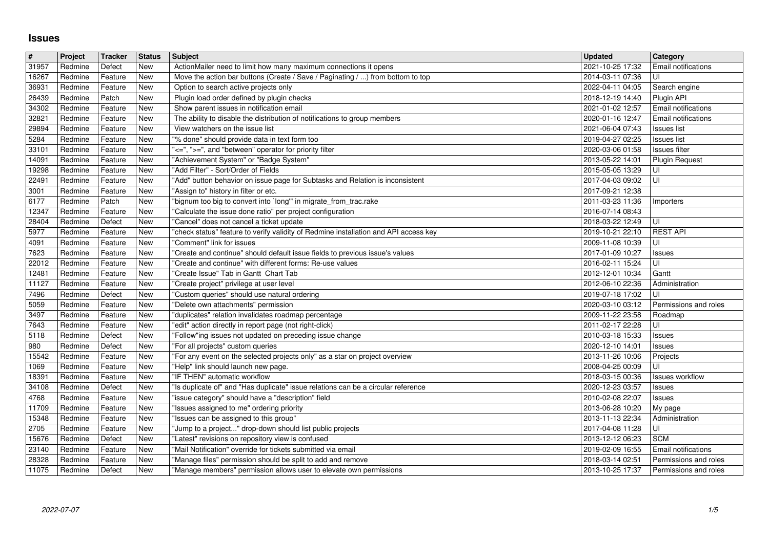# Issues

| # | Project | Tracker | Status | Subject | Updated | Category |
|---|---|---|---|---|---|---|
| 31957 | Redmine | Defect | New | ActionMailer need to limit how many maximum connections it opens | 2021-10-25 17:32 | Email notifications |
| 16267 | Redmine | Feature | New | Move the action bar buttons (Create / Save / Paginating / ...) from bottom to top | 2014-03-11 07:36 | UI |
| 36931 | Redmine | Feature | New | Option to search active projects only | 2022-04-11 04:05 | Search engine |
| 26439 | Redmine | Patch | New | Plugin load order defined by plugin checks | 2018-12-19 14:40 | Plugin API |
| 34302 | Redmine | Feature | New | Show parent issues in notification email | 2021-01-02 12:57 | Email notifications |
| 32821 | Redmine | Feature | New | The ability to disable the distribution of notifications to group members | 2020-01-16 12:47 | Email notifications |
| 29894 | Redmine | Feature | New | View watchers on the issue list | 2021-06-04 07:43 | Issues list |
| 5284 | Redmine | Feature | New | "% done" should provide data in text form too | 2019-04-27 02:25 | Issues list |
| 33101 | Redmine | Feature | New | "<=", ">=", and "between" operator for priority filter | 2020-03-06 01:58 | Issues filter |
| 14091 | Redmine | Feature | New | "Achievement System" or "Badge System" | 2013-05-22 14:01 | Plugin Request |
| 19298 | Redmine | Feature | New | "Add Filter" - Sort/Order of Fields | 2015-05-05 13:29 | UI |
| 22491 | Redmine | Feature | New | "Add" button behavior on issue page for Subtasks and Relation is inconsistent | 2017-04-03 09:02 | UI |
| 3001 | Redmine | Feature | New | "Assign to" history in filter or etc. | 2017-09-21 12:38 | |
| 6177 | Redmine | Patch | New | "bignum too big to convert into `long'" in migrate_from_trac.rake | 2011-03-23 11:36 | Importers |
| 12347 | Redmine | Feature | New | "Calculate the issue done ratio" per project configuration | 2016-07-14 08:43 | |
| 28404 | Redmine | Defect | New | "Cancel" does not cancel a ticket update | 2018-03-22 12:49 | UI |
| 5977 | Redmine | Feature | New | "check status" feature to verify validity of Redmine installation and API access key | 2019-10-21 22:10 | REST API |
| 4091 | Redmine | Feature | New | "Comment" link for issues | 2009-11-08 10:39 | UI |
| 7623 | Redmine | Feature | New | "Create and continue" should default issue fields to previous issue's values | 2017-01-09 10:27 | Issues |
| 22012 | Redmine | Feature | New | "Create and continue" with different forms: Re-use values | 2016-02-11 15:24 | UI |
| 12481 | Redmine | Feature | New | "Create Issue" Tab in Gantt Chart Tab | 2012-12-01 10:34 | Gantt |
| 11127 | Redmine | Feature | New | "Create project" privilege at user level | 2012-06-10 22:36 | Administration |
| 7496 | Redmine | Defect | New | "Custom queries" should use natural ordering | 2019-07-18 17:02 | UI |
| 5059 | Redmine | Feature | New | "Delete own attachments" permission | 2020-03-10 03:12 | Permissions and roles |
| 3497 | Redmine | Feature | New | "duplicates" relation invalidates roadmap percentage | 2009-11-22 23:58 | Roadmap |
| 7643 | Redmine | Feature | New | "edit" action directly in report page (not right-click) | 2011-02-17 22:28 | UI |
| 5118 | Redmine | Defect | New | "Follow"ing issues not updated on preceding issue change | 2010-03-18 15:33 | Issues |
| 980 | Redmine | Defect | New | "For all projects" custom queries | 2020-12-10 14:01 | Issues |
| 15542 | Redmine | Feature | New | "For any event on the selected projects only" as a star on project overview | 2013-11-26 10:06 | Projects |
| 1069 | Redmine | Feature | New | "Help" link should launch new page. | 2008-04-25 00:09 | UI |
| 18391 | Redmine | Feature | New | "IF THEN" automatic workflow | 2018-03-15 00:36 | Issues workflow |
| 34108 | Redmine | Defect | New | "Is duplicate of" and "Has duplicate" issue relations can be a circular reference | 2020-12-23 03:57 | Issues |
| 4768 | Redmine | Feature | New | "issue category" should have a "description" field | 2010-02-08 22:07 | Issues |
| 11709 | Redmine | Feature | New | "Issues assigned to me" ordering priority | 2013-06-28 10:20 | My page |
| 15348 | Redmine | Feature | New | "Issues can be assigned to this group" | 2013-11-13 22:34 | Administration |
| 2705 | Redmine | Feature | New | "Jump to a project..." drop-down should list public projects | 2017-04-08 11:28 | UI |
| 15676 | Redmine | Defect | New | "Latest" revisions on repository view is confused | 2013-12-12 06:23 | SCM |
| 23140 | Redmine | Feature | New | "Mail Notification" override for tickets submitted via email | 2019-02-09 16:55 | Email notifications |
| 28328 | Redmine | Feature | New | "Manage files" permission should be split to add and remove | 2018-03-14 02:51 | Permissions and roles |
| 11075 | Redmine | Defect | New | "Manage members" permission allows user to elevate own permissions | 2013-10-25 17:37 | Permissions and roles |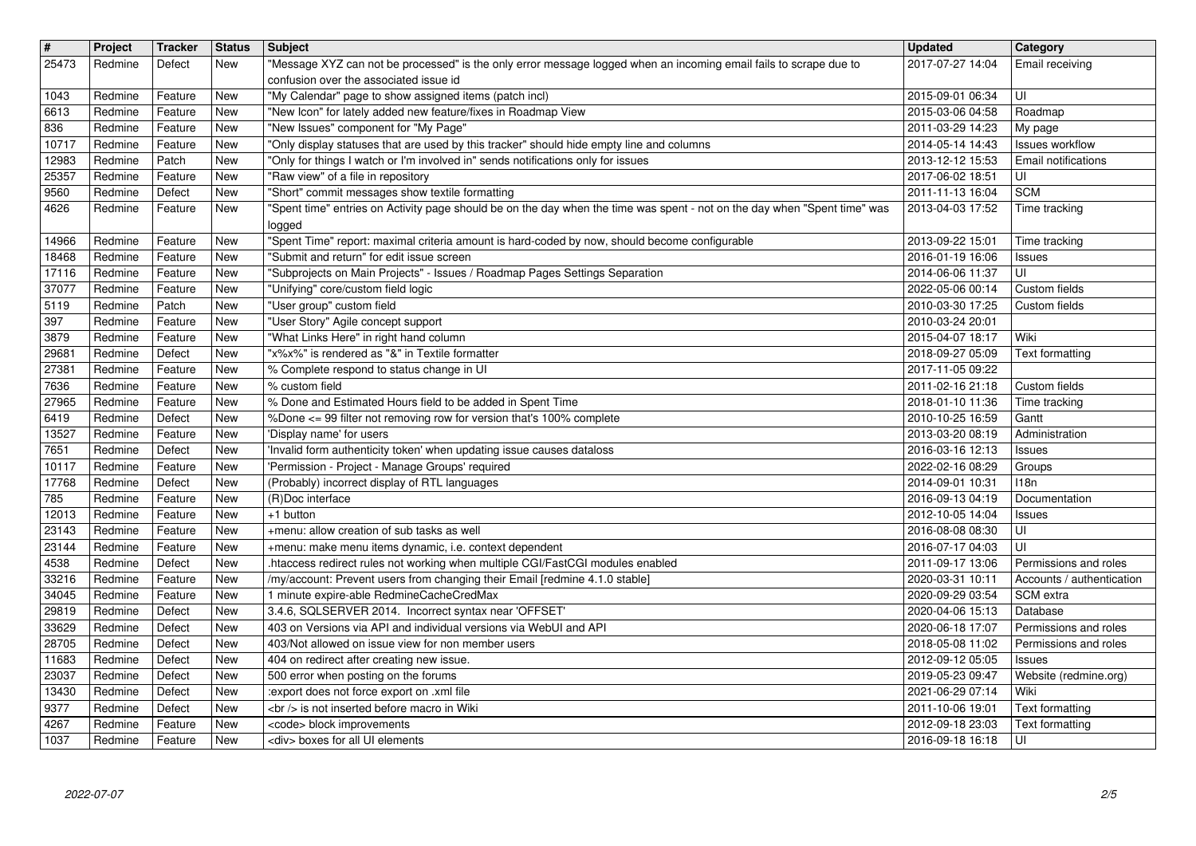| # | Project | Tracker | Status | Subject | Updated | Category |
|---|---|---|---|---|---|---|
| 25473 | Redmine | Defect | New | "Message XYZ can not be processed" is the only error message logged when an incoming email fails to scrape due to confusion over the associated issue id | 2017-07-27 14:04 | Email receiving |
| 1043 | Redmine | Feature | New | "My Calendar" page to show assigned items (patch incl) | 2015-09-01 06:34 | UI |
| 6613 | Redmine | Feature | New | "New Icon" for lately added new feature/fixes in Roadmap View | 2015-03-06 04:58 | Roadmap |
| 836 | Redmine | Feature | New | "New Issues" component for "My Page" | 2011-03-29 14:23 | My page |
| 10717 | Redmine | Feature | New | "Only display statuses that are used by this tracker" should hide empty line and columns | 2014-05-14 14:43 | Issues workflow |
| 12983 | Redmine | Patch | New | "Only for things I watch or I'm involved in" sends notifications only for issues | 2013-12-12 15:53 | Email notifications |
| 25357 | Redmine | Feature | New | "Raw view" of a file in repository | 2017-06-02 18:51 | UI |
| 9560 | Redmine | Defect | New | "Short" commit messages show textile formatting | 2011-11-13 16:04 | SCM |
| 4626 | Redmine | Feature | New | "Spent time" entries on Activity page should be on the day when the time was spent - not on the day when "Spent time" was logged | 2013-04-03 17:52 | Time tracking |
| 14966 | Redmine | Feature | New | "Spent Time" report: maximal criteria amount is hard-coded by now, should become configurable | 2013-09-22 15:01 | Time tracking |
| 18468 | Redmine | Feature | New | "Submit and return" for edit issue screen | 2016-01-19 16:06 | Issues |
| 17116 | Redmine | Feature | New | "Subprojects on Main Projects" - Issues / Roadmap Pages Settings Separation | 2014-06-06 11:37 | UI |
| 37077 | Redmine | Feature | New | "Unifying" core/custom field logic | 2022-05-06 00:14 | Custom fields |
| 5119 | Redmine | Patch | New | "User group" custom field | 2010-03-30 17:25 | Custom fields |
| 397 | Redmine | Feature | New | "User Story" Agile concept support | 2010-03-24 20:01 | |
| 3879 | Redmine | Feature | New | "What Links Here" in right hand column | 2015-04-07 18:17 | Wiki |
| 29681 | Redmine | Defect | New | "x%x%" is rendered as "&" in Textile formatter | 2018-09-27 05:09 | Text formatting |
| 27381 | Redmine | Feature | New | % Complete respond to status change in UI | 2017-11-05 09:22 | |
| 7636 | Redmine | Feature | New | % custom field | 2011-02-16 21:18 | Custom fields |
| 27965 | Redmine | Feature | New | % Done and Estimated Hours field to be added in Spent Time | 2018-01-10 11:36 | Time tracking |
| 6419 | Redmine | Defect | New | %Done <= 99 filter not removing row for version that's 100% complete | 2010-10-25 16:59 | Gantt |
| 13527 | Redmine | Feature | New | 'Display name' for users | 2013-03-20 08:19 | Administration |
| 7651 | Redmine | Defect | New | 'Invalid form authenticity token' when updating issue causes dataloss | 2016-03-16 12:13 | Issues |
| 10117 | Redmine | Feature | New | 'Permission - Project - Manage Groups' required | 2022-02-16 08:29 | Groups |
| 17768 | Redmine | Defect | New | (Probably) incorrect display of RTL languages | 2014-09-01 10:31 | I18n |
| 785 | Redmine | Feature | New | (R)Doc interface | 2016-09-13 04:19 | Documentation |
| 12013 | Redmine | Feature | New | +1 button | 2012-10-05 14:04 | Issues |
| 23143 | Redmine | Feature | New | +menu: allow creation of sub tasks as well | 2016-08-08 08:30 | UI |
| 23144 | Redmine | Feature | New | +menu: make menu items dynamic, i.e. context dependent | 2016-07-17 04:03 | UI |
| 4538 | Redmine | Defect | New | .htaccess redirect rules not working when multiple CGI/FastCGI modules enabled | 2011-09-17 13:06 | Permissions and roles |
| 33216 | Redmine | Feature | New | /my/account: Prevent users from changing their Email [redmine 4.1.0 stable] | 2020-03-31 10:11 | Accounts / authentication |
| 34045 | Redmine | Feature | New | 1 minute expire-able RedmineCacheCredMax | 2020-09-29 03:54 | SCM extra |
| 29819 | Redmine | Defect | New | 3.4.6, SQLSERVER 2014. Incorrect syntax near 'OFFSET' | 2020-04-06 15:13 | Database |
| 33629 | Redmine | Defect | New | 403 on Versions via API and individual versions via WebUI and API | 2020-06-18 17:07 | Permissions and roles |
| 28705 | Redmine | Defect | New | 403/Not allowed on issue view for non member users | 2018-05-08 11:02 | Permissions and roles |
| 11683 | Redmine | Defect | New | 404 on redirect after creating new issue. | 2012-09-12 05:05 | Issues |
| 23037 | Redmine | Defect | New | 500 error when posting on the forums | 2019-05-23 09:47 | Website (redmine.org) |
| 13430 | Redmine | Defect | New | :export does not force export on .xml file | 2021-06-29 07:14 | Wiki |
| 9377 | Redmine | Defect | New | <br /> is not inserted before macro in Wiki | 2011-10-06 19:01 | Text formatting |
| 4267 | Redmine | Feature | New | <code> block improvements | 2012-09-18 23:03 | Text formatting |
| 1037 | Redmine | Feature | New | <div> boxes for all UI elements | 2016-09-18 16:18 | UI |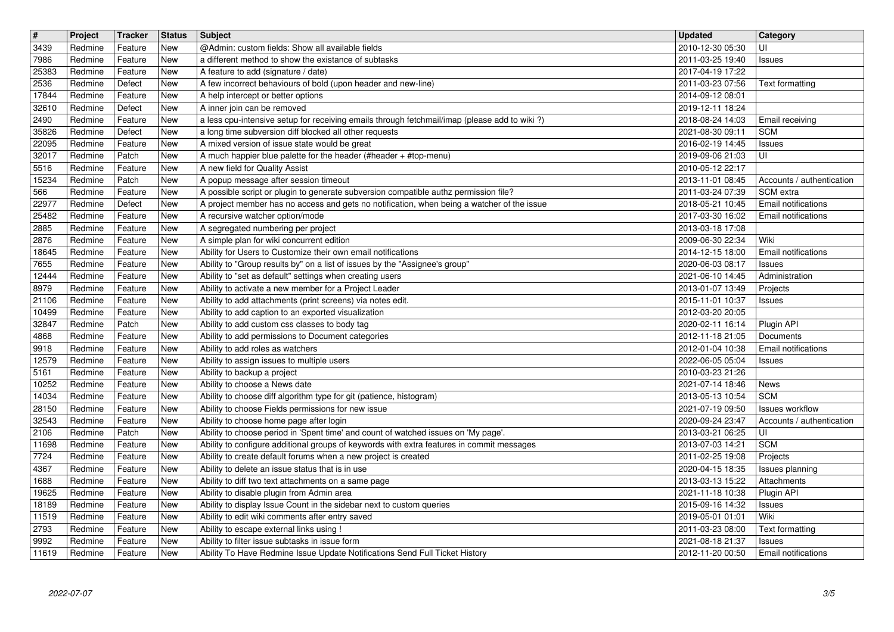| # | Project | Tracker | Status | Subject | Updated | Category |
| --- | --- | --- | --- | --- | --- | --- |
| 3439 | Redmine | Feature | New | @Admin: custom fields: Show all available fields | 2010-12-30 05:30 | UI |
| 7986 | Redmine | Feature | New | a different method to show the existance of subtasks | 2011-03-25 19:40 | Issues |
| 25383 | Redmine | Feature | New | A feature to add (signature / date) | 2017-04-19 17:22 | |
| 2536 | Redmine | Defect | New | A few incorrect behaviours of bold (upon header and new-line) | 2011-03-23 07:56 | Text formatting |
| 17844 | Redmine | Feature | New | A help intercept or better options | 2014-09-12 08:01 | |
| 32610 | Redmine | Defect | New | A inner join can be removed | 2019-12-11 18:24 | |
| 2490 | Redmine | Feature | New | a less cpu-intensive setup for receiving emails through fetchmail/imap (please add to wiki ?) | 2018-08-24 14:03 | Email receiving |
| 35826 | Redmine | Defect | New | a long time subversion diff blocked all other requests | 2021-08-30 09:11 | SCM |
| 22095 | Redmine | Feature | New | A mixed version of issue state would be great | 2016-02-19 14:45 | Issues |
| 32017 | Redmine | Patch | New | A much happier blue palette for the header (#header + #top-menu) | 2019-09-06 21:03 | UI |
| 5516 | Redmine | Feature | New | A new field for Quality Assist | 2010-05-12 22:17 | |
| 15234 | Redmine | Patch | New | A popup message after session timeout | 2013-11-01 08:45 | Accounts / authentication |
| 566 | Redmine | Feature | New | A possible script or plugin to generate subversion compatible authz permission file? | 2011-03-24 07:39 | SCM extra |
| 22977 | Redmine | Defect | New | A project member has no access and gets no notification, when being a watcher of the issue | 2018-05-21 10:45 | Email notifications |
| 25482 | Redmine | Feature | New | A recursive watcher option/mode | 2017-03-30 16:02 | Email notifications |
| 2885 | Redmine | Feature | New | A segregated numbering per project | 2013-03-18 17:08 | |
| 2876 | Redmine | Feature | New | A simple plan for wiki concurrent edition | 2009-06-30 22:34 | Wiki |
| 18645 | Redmine | Feature | New | Ability for Users to Customize their own email notifications | 2014-12-15 18:00 | Email notifications |
| 7655 | Redmine | Feature | New | Ability to "Group results by" on a list of issues by the "Assignee's group" | 2020-06-03 08:17 | Issues |
| 12444 | Redmine | Feature | New | Ability to "set as default" settings when creating users | 2021-06-10 14:45 | Administration |
| 8979 | Redmine | Feature | New | Ability to activate a new member for a Project Leader | 2013-01-07 13:49 | Projects |
| 21106 | Redmine | Feature | New | Ability to add attachments (print screens) via notes edit. | 2015-11-01 10:37 | Issues |
| 10499 | Redmine | Feature | New | Ability to add caption to an exported visualization | 2012-03-20 20:05 | |
| 32847 | Redmine | Patch | New | Ability to add custom css classes to body tag | 2020-02-11 16:14 | Plugin API |
| 4868 | Redmine | Feature | New | Ability to add permissions to Document categories | 2012-11-18 21:05 | Documents |
| 9918 | Redmine | Feature | New | Ability to add roles as watchers | 2012-01-04 10:38 | Email notifications |
| 12579 | Redmine | Feature | New | Ability to assign issues to multiple users | 2022-06-05 05:04 | Issues |
| 5161 | Redmine | Feature | New | Ability to backup a project | 2010-03-23 21:26 | |
| 10252 | Redmine | Feature | New | Ability to choose a News date | 2021-07-14 18:46 | News |
| 14034 | Redmine | Feature | New | Ability to choose diff algorithm type for git (patience, histogram) | 2013-05-13 10:54 | SCM |
| 28150 | Redmine | Feature | New | Ability to choose Fields permissions for new issue | 2021-07-19 09:50 | Issues workflow |
| 32543 | Redmine | Feature | New | Ability to choose home page after login | 2020-09-24 23:47 | Accounts / authentication |
| 2106 | Redmine | Patch | New | Ability to choose period in 'Spent time' and count of watched issues on 'My page'. | 2013-03-21 06:25 | UI |
| 11698 | Redmine | Feature | New | Ability to configure additional groups of keywords with extra features in commit messages | 2013-07-03 14:21 | SCM |
| 7724 | Redmine | Feature | New | Ability to create default forums when a new project is created | 2011-02-25 19:08 | Projects |
| 4367 | Redmine | Feature | New | Ability to delete an issue status that is in use | 2020-04-15 18:35 | Issues planning |
| 1688 | Redmine | Feature | New | Ability to diff two text attachments on a same page | 2013-03-13 15:22 | Attachments |
| 19625 | Redmine | Feature | New | Ability to disable plugin from Admin area | 2021-11-18 10:38 | Plugin API |
| 18189 | Redmine | Feature | New | Ability to display Issue Count in the sidebar next to custom queries | 2015-09-16 14:32 | Issues |
| 11519 | Redmine | Feature | New | Ability to edit wiki comments after entry saved | 2019-05-01 01:01 | Wiki |
| 2793 | Redmine | Feature | New | Ability to escape external links using ! | 2011-03-23 08:00 | Text formatting |
| 9992 | Redmine | Feature | New | Ability to filter issue subtasks in issue form | 2021-08-18 21:37 | Issues |
| 11619 | Redmine | Feature | New | Ability To Have Redmine Issue Update Notifications Send Full Ticket History | 2012-11-20 00:50 | Email notifications |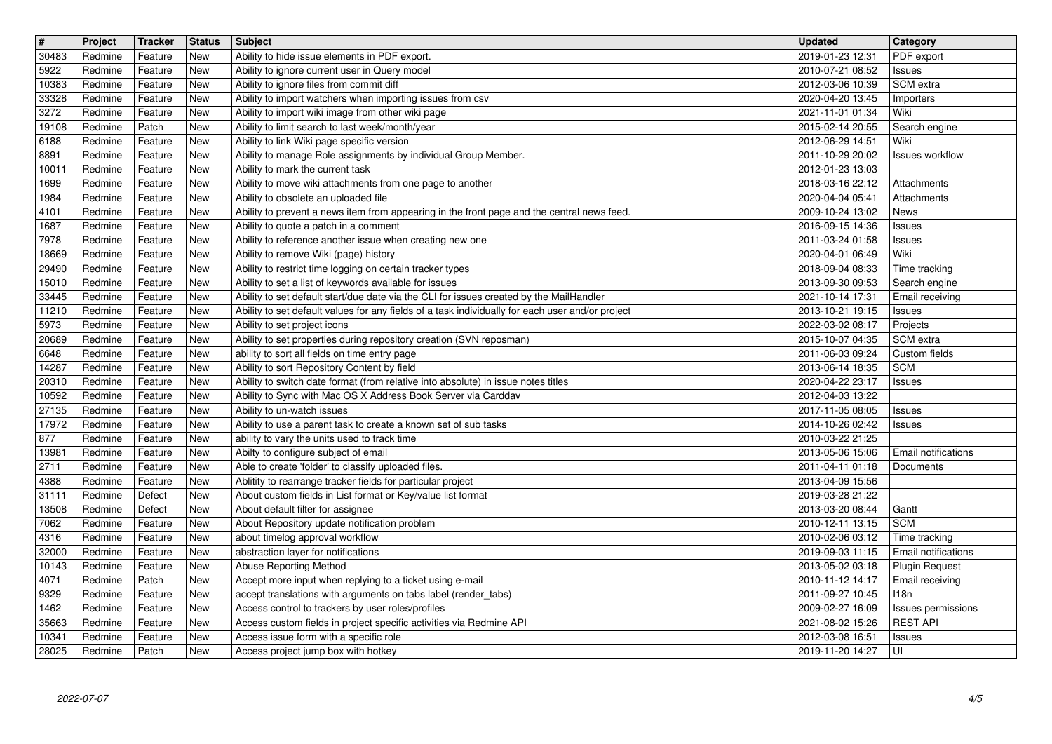| # | Project | Tracker | Status | Subject | Updated | Category |
|---|---|---|---|---|---|---|
| 30483 | Redmine | Feature | New | Ability to hide issue elements in PDF export. | 2019-01-23 12:31 | PDF export |
| 5922 | Redmine | Feature | New | Ability to ignore current user in Query model | 2010-07-21 08:52 | Issues |
| 10383 | Redmine | Feature | New | Ability to ignore files from commit diff | 2012-03-06 10:39 | SCM extra |
| 33328 | Redmine | Feature | New | Ability to import watchers when importing issues from csv | 2020-04-20 13:45 | Importers |
| 3272 | Redmine | Feature | New | Ability to import wiki image from other wiki page | 2021-11-01 01:34 | Wiki |
| 19108 | Redmine | Patch | New | Ability to limit search to last week/month/year | 2015-02-14 20:55 | Search engine |
| 6188 | Redmine | Feature | New | Ability to link Wiki page specific version | 2012-06-29 14:51 | Wiki |
| 8891 | Redmine | Feature | New | Ability to manage Role assignments by individual Group Member. | 2011-10-29 20:02 | Issues workflow |
| 10011 | Redmine | Feature | New | Ability to mark the current task | 2012-01-23 13:03 | |
| 1699 | Redmine | Feature | New | Ability to move wiki attachments from one page to another | 2018-03-16 22:12 | Attachments |
| 1984 | Redmine | Feature | New | Ability to obsolete an uploaded file | 2020-04-04 05:41 | Attachments |
| 4101 | Redmine | Feature | New | Ability to prevent a news item from appearing in the front page and the central news feed. | 2009-10-24 13:02 | News |
| 1687 | Redmine | Feature | New | Ability to quote a patch in a comment | 2016-09-15 14:36 | Issues |
| 7978 | Redmine | Feature | New | Ability to reference another issue when creating new one | 2011-03-24 01:58 | Issues |
| 18669 | Redmine | Feature | New | Ability to remove Wiki (page) history | 2020-04-01 06:49 | Wiki |
| 29490 | Redmine | Feature | New | Ability to restrict time logging on certain tracker types | 2018-09-04 08:33 | Time tracking |
| 15010 | Redmine | Feature | New | Ability to set a list of keywords available for issues | 2013-09-30 09:53 | Search engine |
| 33445 | Redmine | Feature | New | Ability to set default start/due date via the CLI for issues created by the MailHandler | 2021-10-14 17:31 | Email receiving |
| 11210 | Redmine | Feature | New | Ability to set default values for any fields of a task individually for each user and/or project | 2013-10-21 19:15 | Issues |
| 5973 | Redmine | Feature | New | Ability to set project icons | 2022-03-02 08:17 | Projects |
| 20689 | Redmine | Feature | New | Ability to set properties during repository creation (SVN reposman) | 2015-10-07 04:35 | SCM extra |
| 6648 | Redmine | Feature | New | ability to sort all fields on time entry page | 2011-06-03 09:24 | Custom fields |
| 14287 | Redmine | Feature | New | Ability to sort Repository Content by field | 2013-06-14 18:35 | SCM |
| 20310 | Redmine | Feature | New | Ability to switch date format (from relative into absolute) in issue notes titles | 2020-04-22 23:17 | Issues |
| 10592 | Redmine | Feature | New | Ability to Sync with Mac OS X Address Book Server via Carddav | 2012-04-03 13:22 | |
| 27135 | Redmine | Feature | New | Ability to un-watch issues | 2017-11-05 08:05 | Issues |
| 17972 | Redmine | Feature | New | Ability to use a parent task to create a known set of sub tasks | 2014-10-26 02:42 | Issues |
| 877 | Redmine | Feature | New | ability to vary the units used to track time | 2010-03-22 21:25 | |
| 13981 | Redmine | Feature | New | Abilty to configure subject of email | 2013-05-06 15:06 | Email notifications |
| 2711 | Redmine | Feature | New | Able to create 'folder' to classify uploaded files. | 2011-04-11 01:18 | Documents |
| 4388 | Redmine | Feature | New | Ablitity to rearrange tracker fields for particular project | 2013-04-09 15:56 | |
| 31111 | Redmine | Defect | New | About custom fields in List format or Key/value list format | 2019-03-28 21:22 | |
| 13508 | Redmine | Defect | New | About default filter for assignee | 2013-03-20 08:44 | Gantt |
| 7062 | Redmine | Feature | New | About Repository update notification problem | 2010-12-11 13:15 | SCM |
| 4316 | Redmine | Feature | New | about timelog approval workflow | 2010-02-06 03:12 | Time tracking |
| 32000 | Redmine | Feature | New | abstraction layer for notifications | 2019-09-03 11:15 | Email notifications |
| 10143 | Redmine | Feature | New | Abuse Reporting Method | 2013-05-02 03:18 | Plugin Request |
| 4071 | Redmine | Patch | New | Accept more input when replying to a ticket using e-mail | 2010-11-12 14:17 | Email receiving |
| 9329 | Redmine | Feature | New | accept translations with arguments on tabs label (render_tabs) | 2011-09-27 10:45 | I18n |
| 1462 | Redmine | Feature | New | Access control to trackers by user roles/profiles | 2009-02-27 16:09 | Issues permissions |
| 35663 | Redmine | Feature | New | Access custom fields in project specific activities via Redmine API | 2021-08-02 15:26 | REST API |
| 10341 | Redmine | Feature | New | Access issue form with a specific role | 2012-03-08 16:51 | Issues |
| 28025 | Redmine | Patch | New | Access project jump box with hotkey | 2019-11-20 14:27 | UI |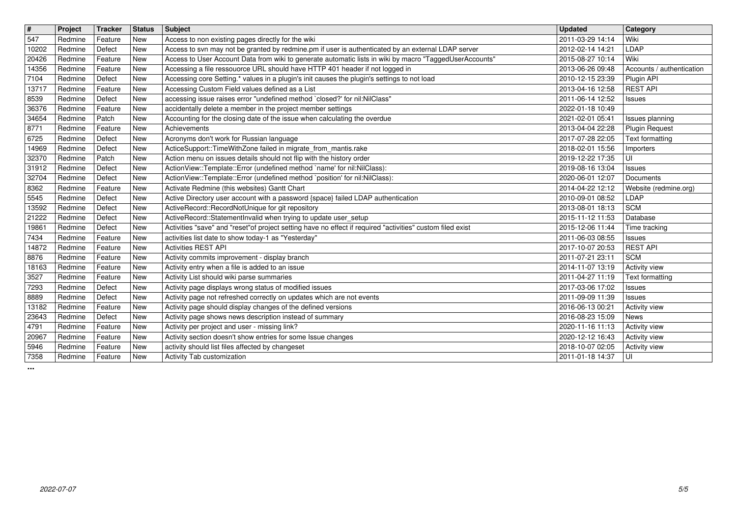| # | Project | Tracker | Status | Subject | Updated | Category |
|---|---|---|---|---|---|---|
| 547 | Redmine | Feature | New | Access to non existing pages directly for the wiki | 2011-03-29 14:14 | Wiki |
| 10202 | Redmine | Defect | New | Access to svn may not be granted by redmine.pm if user is authenticated by an external LDAP server | 2012-02-14 14:21 | LDAP |
| 20426 | Redmine | Feature | New | Access to User Account Data from wiki to generate automatic lists in wiki by macro "TaggedUserAccounts" | 2015-08-27 10:14 | Wiki |
| 14356 | Redmine | Feature | New | Accessing a file ressouorce URL should have HTTP 401 header if not logged in | 2013-06-26 09:48 | Accounts / authentication |
| 7104 | Redmine | Defect | New | Accessing core Setting.* values in a plugin's init causes the plugin's settings to not load | 2010-12-15 23:39 | Plugin API |
| 13717 | Redmine | Feature | New | Accessing Custom Field values defined as a List | 2013-04-16 12:58 | REST API |
| 8539 | Redmine | Defect | New | accessing issue raises error "undefined method `closed?' for nil:NilClass" | 2011-06-14 12:52 | Issues |
| 36376 | Redmine | Feature | New | accidentally delete a member in the project member settings | 2022-01-18 10:49 | |
| 34654 | Redmine | Patch | New | Accounting for the closing date of the issue when calculating the overdue | 2021-02-01 05:41 | Issues planning |
| 8771 | Redmine | Feature | New | Achievements | 2013-04-04 22:28 | Plugin Request |
| 6725 | Redmine | Defect | New | Acronyms don't work for Russian language | 2017-07-28 22:05 | Text formatting |
| 14969 | Redmine | Defect | New | ActiceSupport::TimeWithZone failed in migrate_from_mantis.rake | 2018-02-01 15:56 | Importers |
| 32370 | Redmine | Patch | New | Action menu on issues details should not flip with the history order | 2019-12-22 17:35 | UI |
| 31912 | Redmine | Defect | New | ActionView::Template::Error (undefined method `name' for nil:NilClass): | 2019-08-16 13:04 | Issues |
| 32704 | Redmine | Defect | New | ActionView::Template::Error (undefined method `position' for nil:NilClass): | 2020-06-01 12:07 | Documents |
| 8362 | Redmine | Feature | New | Activate Redmine (this websites) Gantt Chart | 2014-04-22 12:12 | Website (redmine.org) |
| 5545 | Redmine | Defect | New | Active Directory user account with a password {space} failed LDAP authentication | 2010-09-01 08:52 | LDAP |
| 13592 | Redmine | Defect | New | ActiveRecord::RecordNotUnique for git repository | 2013-08-01 18:13 | SCM |
| 21222 | Redmine | Defect | New | ActiveRecord::StatementInvalid when trying to update user_setup | 2015-11-12 11:53 | Database |
| 19861 | Redmine | Defect | New | Activities "save" and "reset"of project setting have no effect if required "activities" custom filed exist | 2015-12-06 11:44 | Time tracking |
| 7434 | Redmine | Feature | New | activities list date to show today-1 as "Yesterday" | 2011-06-03 08:55 | Issues |
| 14872 | Redmine | Feature | New | Activities REST API | 2017-10-07 20:53 | REST API |
| 8876 | Redmine | Feature | New | Activity commits improvement - display branch | 2011-07-21 23:11 | SCM |
| 18163 | Redmine | Feature | New | Activity entry when a file is added to an issue | 2014-11-07 13:19 | Activity view |
| 3527 | Redmine | Feature | New | Activity List should wiki parse summaries | 2011-04-27 11:19 | Text formatting |
| 7293 | Redmine | Defect | New | Activity page displays wrong status of modified issues | 2017-03-06 17:02 | Issues |
| 8889 | Redmine | Defect | New | Activity page not refreshed correctly on updates which are not events | 2011-09-09 11:39 | Issues |
| 13182 | Redmine | Feature | New | Activity page should display changes of the defined versions | 2016-06-13 00:21 | Activity view |
| 23643 | Redmine | Defect | New | Activity page shows news description instead of summary | 2016-08-23 15:09 | News |
| 4791 | Redmine | Feature | New | Activity per project and user - missing link? | 2020-11-16 11:13 | Activity view |
| 20967 | Redmine | Feature | New | Activity section doesn't show entries for some Issue changes | 2020-12-12 16:43 | Activity view |
| 5946 | Redmine | Feature | New | activity should list files affected by changeset | 2018-10-07 02:05 | Activity view |
| 7358 | Redmine | Feature | New | Activity Tab customization | 2011-01-18 14:37 | UI |

...